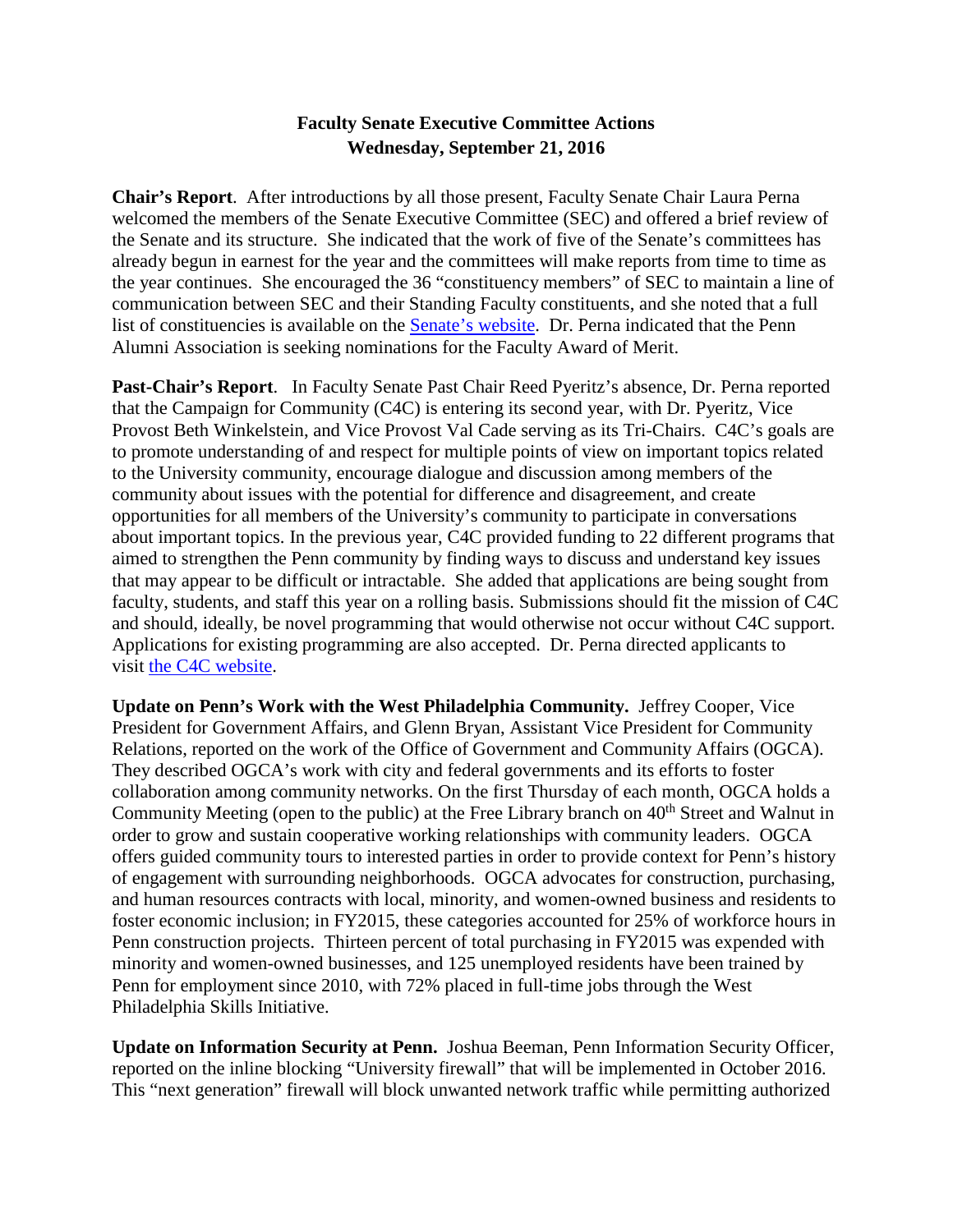# Faculty Senate Executive Committee Actions
## Wednesday, September 21, 2016

**Chair's Report**. After introductions by all those present, Faculty Senate Chair Laura Perna welcomed the members of the Senate Executive Committee (SEC) and offered a brief review of the Senate and its structure. She indicated that the work of five of the Senate's committees has already begun in earnest for the year and the committees will make reports from time to time as the year continues. She encouraged the 36 "constituency members" of SEC to maintain a line of communication between SEC and their Standing Faculty constituents, and she noted that a full list of constituencies is available on the Senate's website. Dr. Perna indicated that the Penn Alumni Association is seeking nominations for the Faculty Award of Merit.

**Past-Chair's Report**. In Faculty Senate Past Chair Reed Pyeritz's absence, Dr. Perna reported that the Campaign for Community (C4C) is entering its second year, with Dr. Pyeritz, Vice Provost Beth Winkelstein, and Vice Provost Val Cade serving as its Tri-Chairs. C4C's goals are to promote understanding of and respect for multiple points of view on important topics related to the University community, encourage dialogue and discussion among members of the community about issues with the potential for difference and disagreement, and create opportunities for all members of the University's community to participate in conversations about important topics. In the previous year, C4C provided funding to 22 different programs that aimed to strengthen the Penn community by finding ways to discuss and understand key issues that may appear to be difficult or intractable. She added that applications are being sought from faculty, students, and staff this year on a rolling basis. Submissions should fit the mission of C4C and should, ideally, be novel programming that would otherwise not occur without C4C support. Applications for existing programming are also accepted. Dr. Perna directed applicants to visit the C4C website.

**Update on Penn's Work with the West Philadelphia Community.** Jeffrey Cooper, Vice President for Government Affairs, and Glenn Bryan, Assistant Vice President for Community Relations, reported on the work of the Office of Government and Community Affairs (OGCA). They described OGCA's work with city and federal governments and its efforts to foster collaboration among community networks. On the first Thursday of each month, OGCA holds a Community Meeting (open to the public) at the Free Library branch on 40th Street and Walnut in order to grow and sustain cooperative working relationships with community leaders. OGCA offers guided community tours to interested parties in order to provide context for Penn's history of engagement with surrounding neighborhoods. OGCA advocates for construction, purchasing, and human resources contracts with local, minority, and women-owned business and residents to foster economic inclusion; in FY2015, these categories accounted for 25% of workforce hours in Penn construction projects. Thirteen percent of total purchasing in FY2015 was expended with minority and women-owned businesses, and 125 unemployed residents have been trained by Penn for employment since 2010, with 72% placed in full-time jobs through the West Philadelphia Skills Initiative.

**Update on Information Security at Penn.** Joshua Beeman, Penn Information Security Officer, reported on the inline blocking "University firewall" that will be implemented in October 2016. This "next generation" firewall will block unwanted network traffic while permitting authorized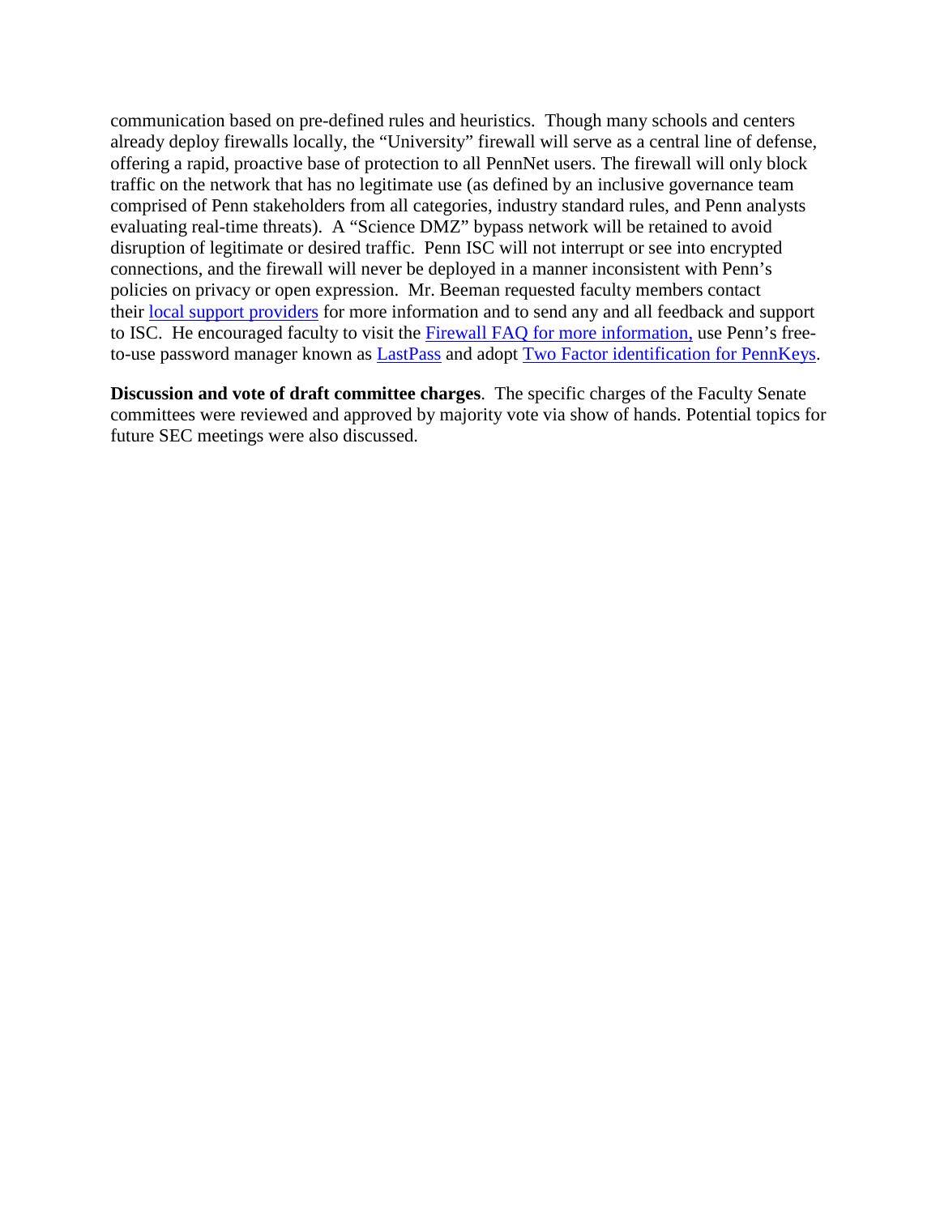communication based on pre-defined rules and heuristics. Though many schools and centers already deploy firewalls locally, the "University" firewall will serve as a central line of defense, offering a rapid, proactive base of protection to all PennNet users. The firewall will only block traffic on the network that has no legitimate use (as defined by an inclusive governance team comprised of Penn stakeholders from all categories, industry standard rules, and Penn analysts evaluating real-time threats). A "Science DMZ" bypass network will be retained to avoid disruption of legitimate or desired traffic. Penn ISC will not interrupt or see into encrypted connections, and the firewall will never be deployed in a manner inconsistent with Penn's policies on privacy or open expression. Mr. Beeman requested faculty members contact their local support providers for more information and to send any and all feedback and support to ISC. He encouraged faculty to visit the Firewall FAQ for more information, use Penn's free-to-use password manager known as LastPass and adopt Two Factor identification for PennKeys.

**Discussion and vote of draft committee charges**. The specific charges of the Faculty Senate committees were reviewed and approved by majority vote via show of hands. Potential topics for future SEC meetings were also discussed.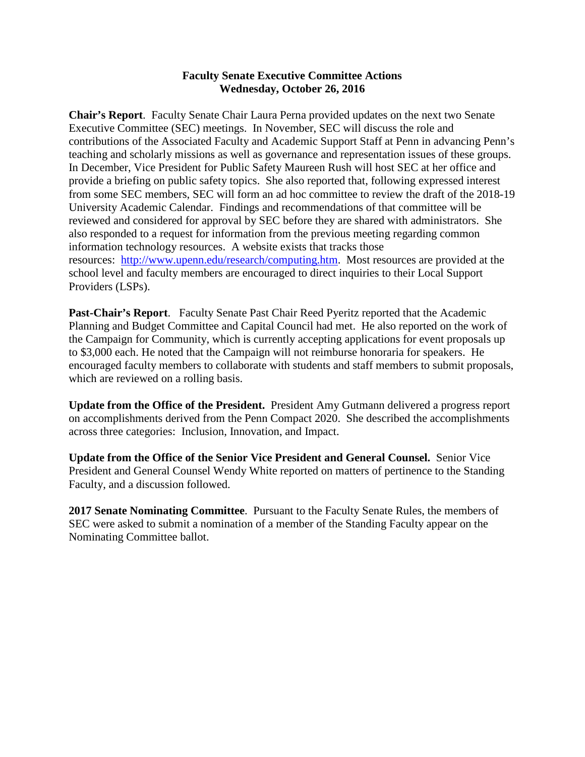**Faculty Senate Executive Committee Actions**
**Wednesday, October 26, 2016**

**Chair's Report**. Faculty Senate Chair Laura Perna provided updates on the next two Senate Executive Committee (SEC) meetings. In November, SEC will discuss the role and contributions of the Associated Faculty and Academic Support Staff at Penn in advancing Penn's teaching and scholarly missions as well as governance and representation issues of these groups. In December, Vice President for Public Safety Maureen Rush will host SEC at her office and provide a briefing on public safety topics. She also reported that, following expressed interest from some SEC members, SEC will form an ad hoc committee to review the draft of the 2018-19 University Academic Calendar. Findings and recommendations of that committee will be reviewed and considered for approval by SEC before they are shared with administrators. She also responded to a request for information from the previous meeting regarding common information technology resources. A website exists that tracks those resources: [http://www.upenn.edu/research/computing.htm](http://www.upenn.edu/research/computing.htm). Most resources are provided at the school level and faculty members are encouraged to direct inquiries to their Local Support Providers (LSPs).

**Past-Chair's Report**. Faculty Senate Past Chair Reed Pyeritz reported that the Academic Planning and Budget Committee and Capital Council had met. He also reported on the work of the Campaign for Community, which is currently accepting applications for event proposals up to $3,000 each. He noted that the Campaign will not reimburse honoraria for speakers. He encouraged faculty members to collaborate with students and staff members to submit proposals, which are reviewed on a rolling basis.

**Update from the Office of the President.** President Amy Gutmann delivered a progress report on accomplishments derived from the Penn Compact 2020. She described the accomplishments across three categories: Inclusion, Innovation, and Impact.

**Update from the Office of the Senior Vice President and General Counsel.** Senior Vice President and General Counsel Wendy White reported on matters of pertinence to the Standing Faculty, and a discussion followed.

**2017 Senate Nominating Committee**. Pursuant to the Faculty Senate Rules, the members of SEC were asked to submit a nomination of a member of the Standing Faculty appear on the Nominating Committee ballot.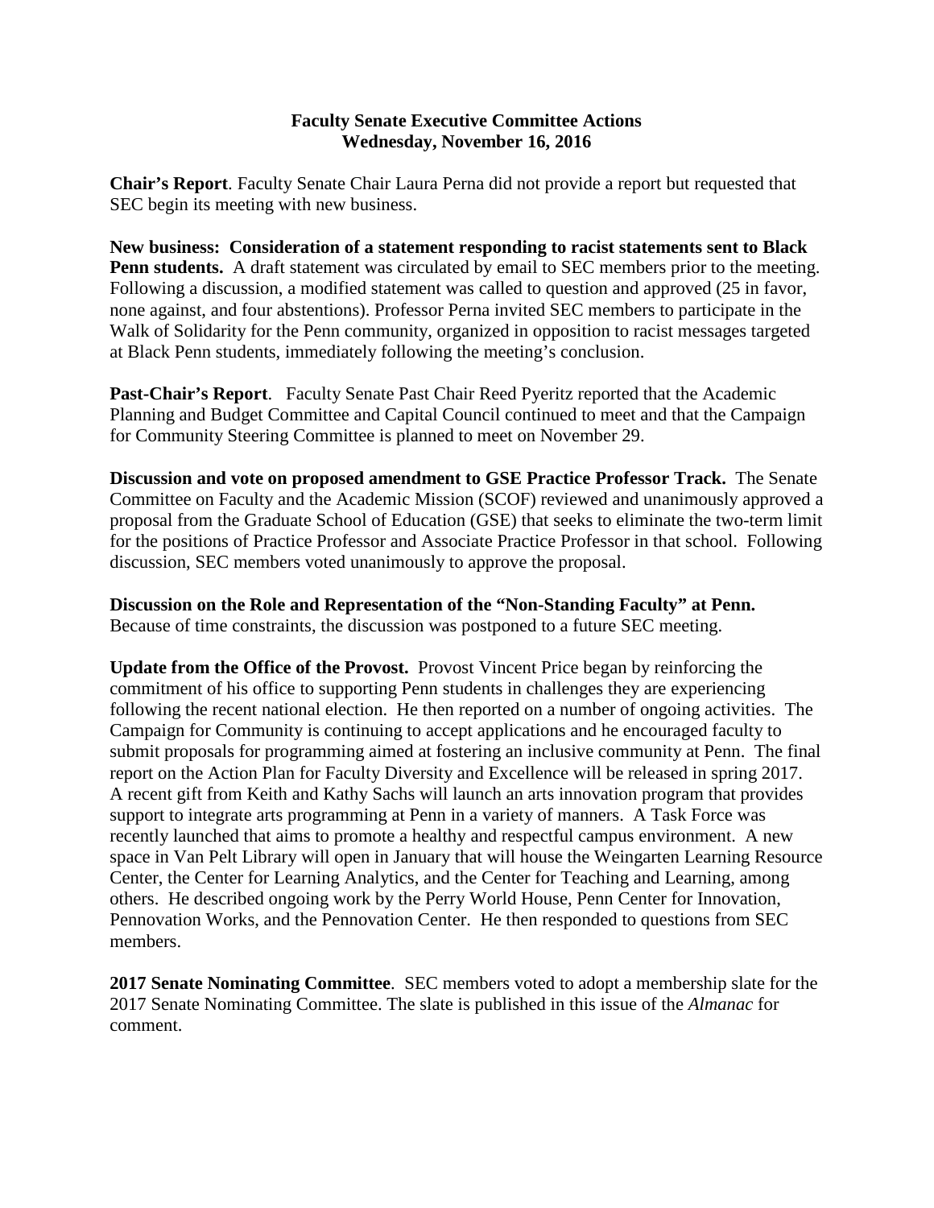# Faculty Senate Executive Committee Actions
## Wednesday, November 16, 2016

**Chair's Report**. Faculty Senate Chair Laura Perna did not provide a report but requested that SEC begin its meeting with new business.

**New business: Consideration of a statement responding to racist statements sent to Black Penn students.** A draft statement was circulated by email to SEC members prior to the meeting. Following a discussion, a modified statement was called to question and approved (25 in favor, none against, and four abstentions). Professor Perna invited SEC members to participate in the Walk of Solidarity for the Penn community, organized in opposition to racist messages targeted at Black Penn students, immediately following the meeting's conclusion.

**Past-Chair's Report**. Faculty Senate Past Chair Reed Pyeritz reported that the Academic Planning and Budget Committee and Capital Council continued to meet and that the Campaign for Community Steering Committee is planned to meet on November 29.

**Discussion and vote on proposed amendment to GSE Practice Professor Track.** The Senate Committee on Faculty and the Academic Mission (SCOF) reviewed and unanimously approved a proposal from the Graduate School of Education (GSE) that seeks to eliminate the two-term limit for the positions of Practice Professor and Associate Practice Professor in that school. Following discussion, SEC members voted unanimously to approve the proposal.

**Discussion on the Role and Representation of the "Non-Standing Faculty" at Penn.** Because of time constraints, the discussion was postponed to a future SEC meeting.

**Update from the Office of the Provost.** Provost Vincent Price began by reinforcing the commitment of his office to supporting Penn students in challenges they are experiencing following the recent national election. He then reported on a number of ongoing activities. The Campaign for Community is continuing to accept applications and he encouraged faculty to submit proposals for programming aimed at fostering an inclusive community at Penn. The final report on the Action Plan for Faculty Diversity and Excellence will be released in spring 2017. A recent gift from Keith and Kathy Sachs will launch an arts innovation program that provides support to integrate arts programming at Penn in a variety of manners. A Task Force was recently launched that aims to promote a healthy and respectful campus environment. A new space in Van Pelt Library will open in January that will house the Weingarten Learning Resource Center, the Center for Learning Analytics, and the Center for Teaching and Learning, among others. He described ongoing work by the Perry World House, Penn Center for Innovation, Pennovation Works, and the Pennovation Center. He then responded to questions from SEC members.

**2017 Senate Nominating Committee**. SEC members voted to adopt a membership slate for the 2017 Senate Nominating Committee. The slate is published in this issue of the *Almanac* for comment.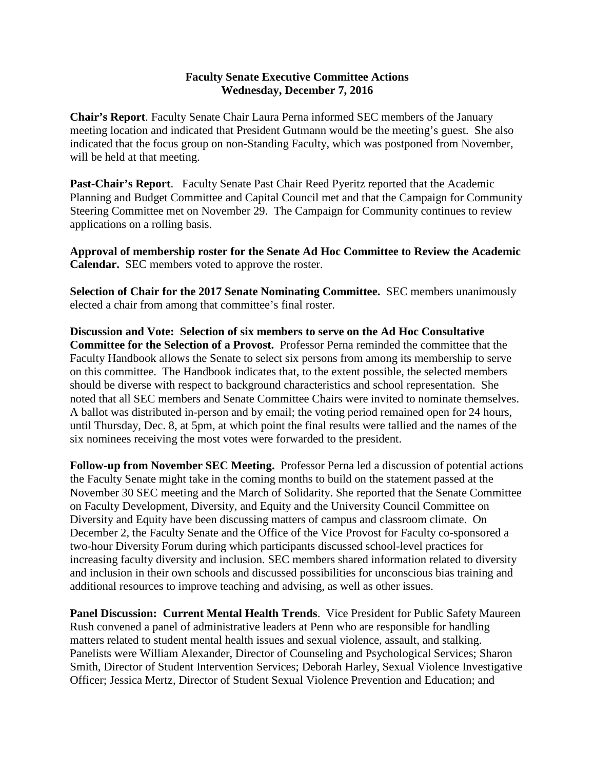**Faculty Senate Executive Committee Actions**
**Wednesday, December 7, 2016**

**Chair's Report**. Faculty Senate Chair Laura Perna informed SEC members of the January meeting location and indicated that President Gutmann would be the meeting's guest. She also indicated that the focus group on non-Standing Faculty, which was postponed from November, will be held at that meeting.

**Past-Chair's Report**. Faculty Senate Past Chair Reed Pyeritz reported that the Academic Planning and Budget Committee and Capital Council met and that the Campaign for Community Steering Committee met on November 29. The Campaign for Community continues to review applications on a rolling basis.

**Approval of membership roster for the Senate Ad Hoc Committee to Review the Academic Calendar.** SEC members voted to approve the roster.

**Selection of Chair for the 2017 Senate Nominating Committee.** SEC members unanimously elected a chair from among that committee's final roster.

**Discussion and Vote: Selection of six members to serve on the Ad Hoc Consultative Committee for the Selection of a Provost.** Professor Perna reminded the committee that the Faculty Handbook allows the Senate to select six persons from among its membership to serve on this committee. The Handbook indicates that, to the extent possible, the selected members should be diverse with respect to background characteristics and school representation. She noted that all SEC members and Senate Committee Chairs were invited to nominate themselves. A ballot was distributed in-person and by email; the voting period remained open for 24 hours, until Thursday, Dec. 8, at 5pm, at which point the final results were tallied and the names of the six nominees receiving the most votes were forwarded to the president.

**Follow-up from November SEC Meeting.** Professor Perna led a discussion of potential actions the Faculty Senate might take in the coming months to build on the statement passed at the November 30 SEC meeting and the March of Solidarity. She reported that the Senate Committee on Faculty Development, Diversity, and Equity and the University Council Committee on Diversity and Equity have been discussing matters of campus and classroom climate. On December 2, the Faculty Senate and the Office of the Vice Provost for Faculty co-sponsored a two-hour Diversity Forum during which participants discussed school-level practices for increasing faculty diversity and inclusion. SEC members shared information related to diversity and inclusion in their own schools and discussed possibilities for unconscious bias training and additional resources to improve teaching and advising, as well as other issues.

**Panel Discussion: Current Mental Health Trends**. Vice President for Public Safety Maureen Rush convened a panel of administrative leaders at Penn who are responsible for handling matters related to student mental health issues and sexual violence, assault, and stalking. Panelists were William Alexander, Director of Counseling and Psychological Services; Sharon Smith, Director of Student Intervention Services; Deborah Harley, Sexual Violence Investigative Officer; Jessica Mertz, Director of Student Sexual Violence Prevention and Education; and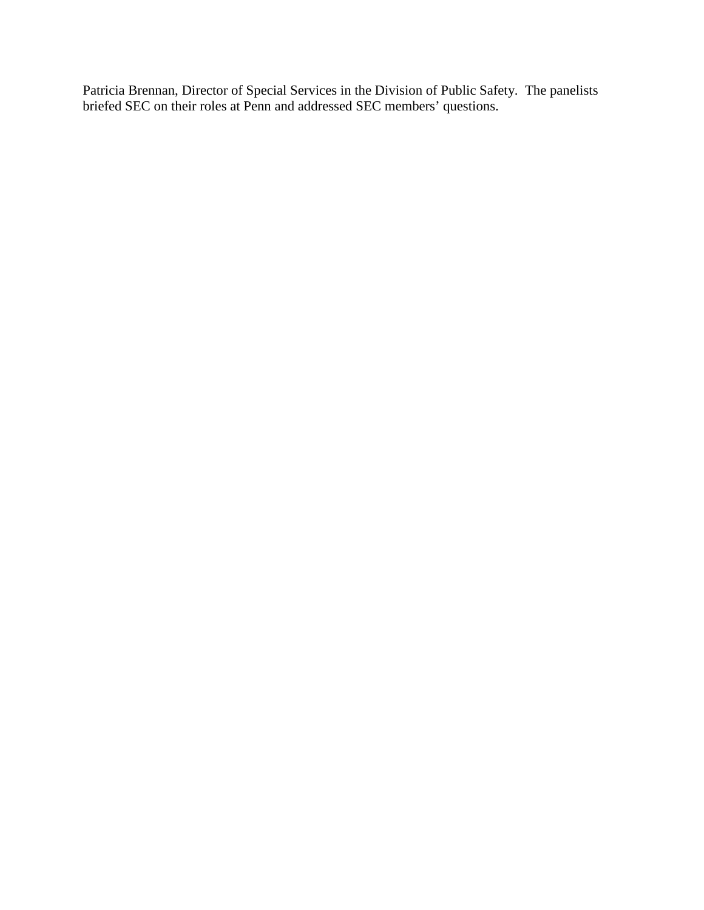Patricia Brennan, Director of Special Services in the Division of Public Safety. The panelists briefed SEC on their roles at Penn and addressed SEC members' questions.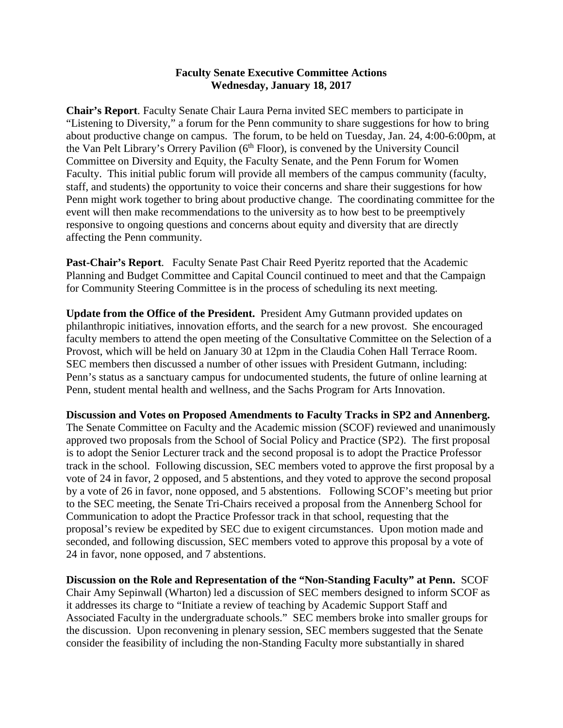**Faculty Senate Executive Committee Actions**
**Wednesday, January 18, 2017**

**Chair's Report**. Faculty Senate Chair Laura Perna invited SEC members to participate in "Listening to Diversity," a forum for the Penn community to share suggestions for how to bring about productive change on campus. The forum, to be held on Tuesday, Jan. 24, 4:00-6:00pm, at the Van Pelt Library's Orrery Pavilion (6th Floor), is convened by the University Council Committee on Diversity and Equity, the Faculty Senate, and the Penn Forum for Women Faculty. This initial public forum will provide all members of the campus community (faculty, staff, and students) the opportunity to voice their concerns and share their suggestions for how Penn might work together to bring about productive change. The coordinating committee for the event will then make recommendations to the university as to how best to be preemptively responsive to ongoing questions and concerns about equity and diversity that are directly affecting the Penn community.

**Past-Chair's Report**. Faculty Senate Past Chair Reed Pyeritz reported that the Academic Planning and Budget Committee and Capital Council continued to meet and that the Campaign for Community Steering Committee is in the process of scheduling its next meeting.

**Update from the Office of the President.** President Amy Gutmann provided updates on philanthropic initiatives, innovation efforts, and the search for a new provost. She encouraged faculty members to attend the open meeting of the Consultative Committee on the Selection of a Provost, which will be held on January 30 at 12pm in the Claudia Cohen Hall Terrace Room. SEC members then discussed a number of other issues with President Gutmann, including: Penn's status as a sanctuary campus for undocumented students, the future of online learning at Penn, student mental health and wellness, and the Sachs Program for Arts Innovation.

**Discussion and Votes on Proposed Amendments to Faculty Tracks in SP2 and Annenberg.** The Senate Committee on Faculty and the Academic mission (SCOF) reviewed and unanimously approved two proposals from the School of Social Policy and Practice (SP2). The first proposal is to adopt the Senior Lecturer track and the second proposal is to adopt the Practice Professor track in the school. Following discussion, SEC members voted to approve the first proposal by a vote of 24 in favor, 2 opposed, and 5 abstentions, and they voted to approve the second proposal by a vote of 26 in favor, none opposed, and 5 abstentions. Following SCOF's meeting but prior to the SEC meeting, the Senate Tri-Chairs received a proposal from the Annenberg School for Communication to adopt the Practice Professor track in that school, requesting that the proposal's review be expedited by SEC due to exigent circumstances. Upon motion made and seconded, and following discussion, SEC members voted to approve this proposal by a vote of 24 in favor, none opposed, and 7 abstentions.

**Discussion on the Role and Representation of the "Non-Standing Faculty" at Penn.** SCOF Chair Amy Sepinwall (Wharton) led a discussion of SEC members designed to inform SCOF as it addresses its charge to "Initiate a review of teaching by Academic Support Staff and Associated Faculty in the undergraduate schools." SEC members broke into smaller groups for the discussion. Upon reconvening in plenary session, SEC members suggested that the Senate consider the feasibility of including the non-Standing Faculty more substantially in shared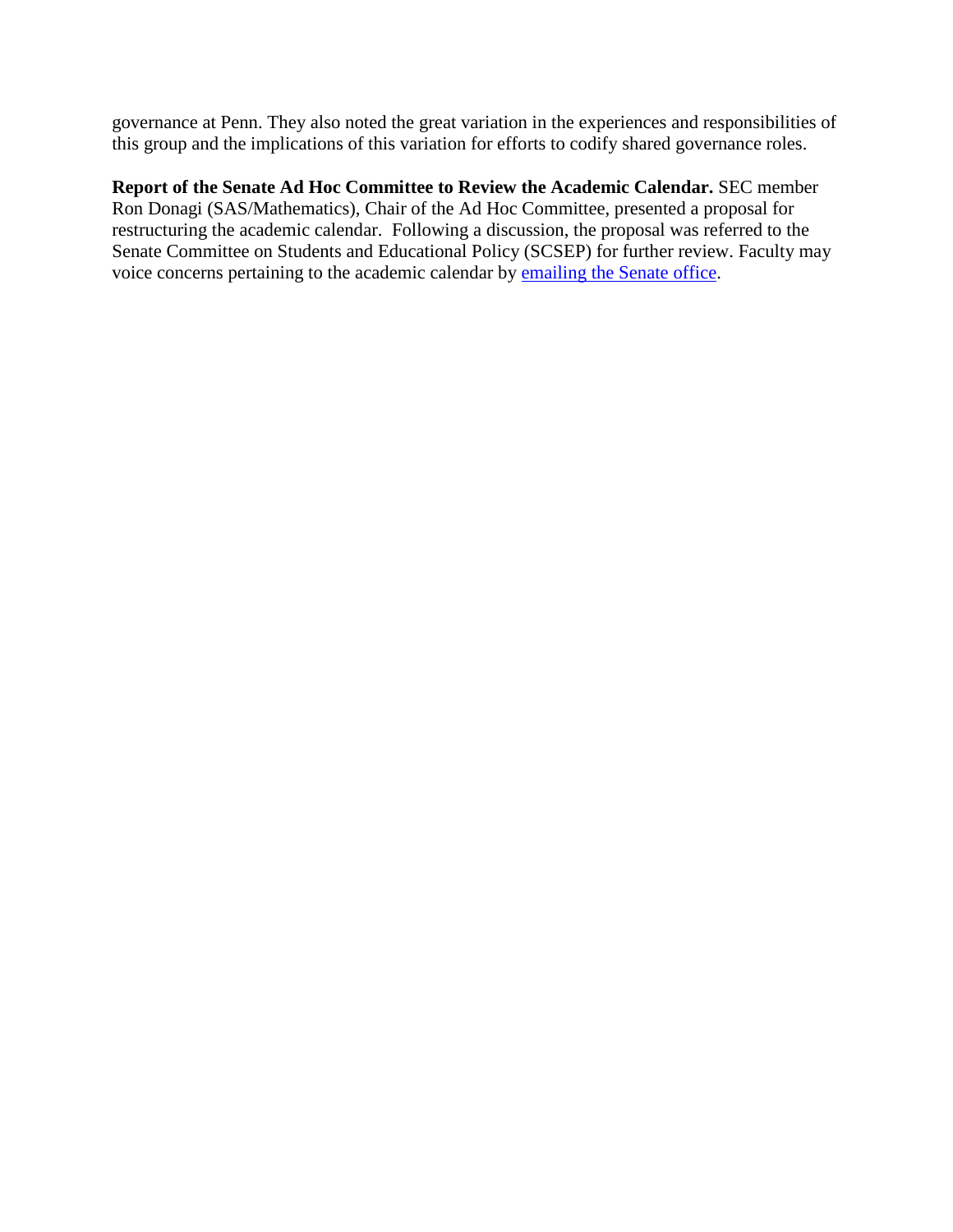governance at Penn. They also noted the great variation in the experiences and responsibilities of this group and the implications of this variation for efforts to codify shared governance roles.

**Report of the Senate Ad Hoc Committee to Review the Academic Calendar.** SEC member Ron Donagi (SAS/Mathematics), Chair of the Ad Hoc Committee, presented a proposal for restructuring the academic calendar. Following a discussion, the proposal was referred to the Senate Committee on Students and Educational Policy (SCSEP) for further review. Faculty may voice concerns pertaining to the academic calendar by emailing the Senate office.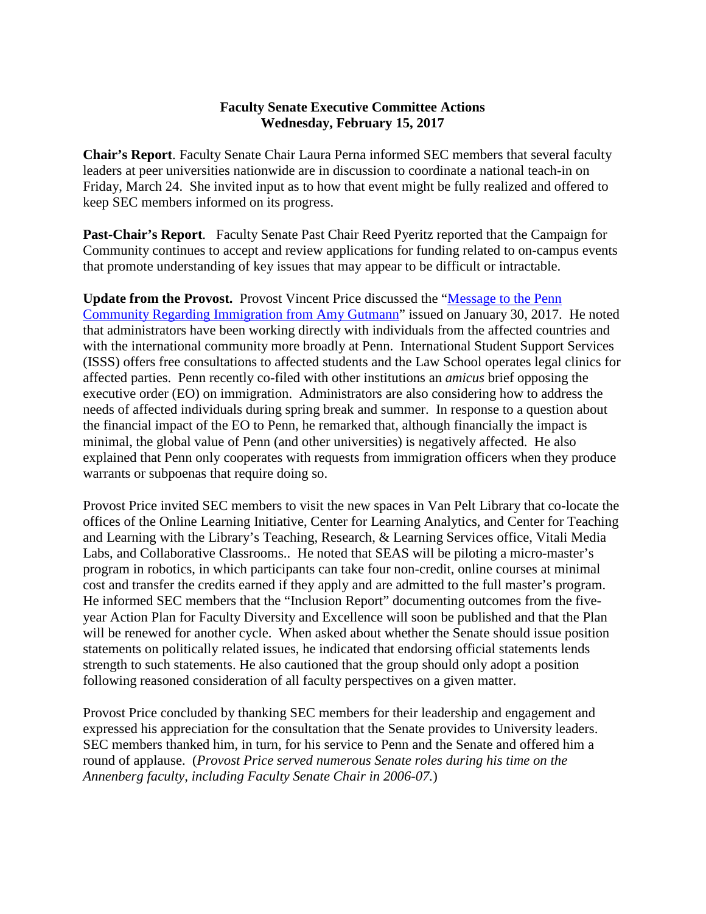**Faculty Senate Executive Committee Actions**
**Wednesday, February 15, 2017**

**Chair's Report**. Faculty Senate Chair Laura Perna informed SEC members that several faculty leaders at peer universities nationwide are in discussion to coordinate a national teach-in on Friday, March 24. She invited input as to how that event might be fully realized and offered to keep SEC members informed on its progress.

**Past-Chair's Report**. Faculty Senate Past Chair Reed Pyeritz reported that the Campaign for Community continues to accept and review applications for funding related to on-campus events that promote understanding of key issues that may appear to be difficult or intractable.

**Update from the Provost.** Provost Vincent Price discussed the "Message to the Penn Community Regarding Immigration from Amy Gutmann" issued on January 30, 2017. He noted that administrators have been working directly with individuals from the affected countries and with the international community more broadly at Penn. International Student Support Services (ISSS) offers free consultations to affected students and the Law School operates legal clinics for affected parties. Penn recently co-filed with other institutions an *amicus* brief opposing the executive order (EO) on immigration. Administrators are also considering how to address the needs of affected individuals during spring break and summer. In response to a question about the financial impact of the EO to Penn, he remarked that, although financially the impact is minimal, the global value of Penn (and other universities) is negatively affected. He also explained that Penn only cooperates with requests from immigration officers when they produce warrants or subpoenas that require doing so.

Provost Price invited SEC members to visit the new spaces in Van Pelt Library that co-locate the offices of the Online Learning Initiative, Center for Learning Analytics, and Center for Teaching and Learning with the Library's Teaching, Research, & Learning Services office, Vitali Media Labs, and Collaborative Classrooms.. He noted that SEAS will be piloting a micro-master's program in robotics, in which participants can take four non-credit, online courses at minimal cost and transfer the credits earned if they apply and are admitted to the full master's program. He informed SEC members that the "Inclusion Report" documenting outcomes from the five-year Action Plan for Faculty Diversity and Excellence will soon be published and that the Plan will be renewed for another cycle. When asked about whether the Senate should issue position statements on politically related issues, he indicated that endorsing official statements lends strength to such statements. He also cautioned that the group should only adopt a position following reasoned consideration of all faculty perspectives on a given matter.

Provost Price concluded by thanking SEC members for their leadership and engagement and expressed his appreciation for the consultation that the Senate provides to University leaders. SEC members thanked him, in turn, for his service to Penn and the Senate and offered him a round of applause. (*Provost Price served numerous Senate roles during his time on the Annenberg faculty, including Faculty Senate Chair in 2006-07.*)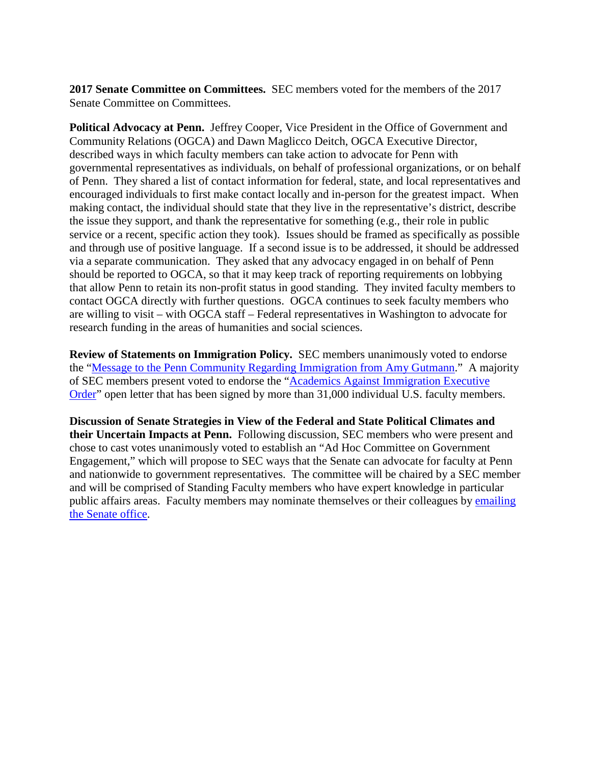**2017 Senate Committee on Committees.** SEC members voted for the members of the 2017 Senate Committee on Committees.

**Political Advocacy at Penn.** Jeffrey Cooper, Vice President in the Office of Government and Community Relations (OGCA) and Dawn Maglicco Deitch, OGCA Executive Director, described ways in which faculty members can take action to advocate for Penn with governmental representatives as individuals, on behalf of professional organizations, or on behalf of Penn. They shared a list of contact information for federal, state, and local representatives and encouraged individuals to first make contact locally and in-person for the greatest impact. When making contact, the individual should state that they live in the representative's district, describe the issue they support, and thank the representative for something (e.g., their role in public service or a recent, specific action they took). Issues should be framed as specifically as possible and through use of positive language. If a second issue is to be addressed, it should be addressed via a separate communication. They asked that any advocacy engaged in on behalf of Penn should be reported to OGCA, so that it may keep track of reporting requirements on lobbying that allow Penn to retain its non-profit status in good standing. They invited faculty members to contact OGCA directly with further questions. OGCA continues to seek faculty members who are willing to visit – with OGCA staff – Federal representatives in Washington to advocate for research funding in the areas of humanities and social sciences.

**Review of Statements on Immigration Policy.** SEC members unanimously voted to endorse the "Message to the Penn Community Regarding Immigration from Amy Gutmann." A majority of SEC members present voted to endorse the "Academics Against Immigration Executive Order" open letter that has been signed by more than 31,000 individual U.S. faculty members.

**Discussion of Senate Strategies in View of the Federal and State Political Climates and their Uncertain Impacts at Penn.** Following discussion, SEC members who were present and chose to cast votes unanimously voted to establish an "Ad Hoc Committee on Government Engagement," which will propose to SEC ways that the Senate can advocate for faculty at Penn and nationwide to government representatives. The committee will be chaired by a SEC member and will be comprised of Standing Faculty members who have expert knowledge in particular public affairs areas. Faculty members may nominate themselves or their colleagues by emailing the Senate office.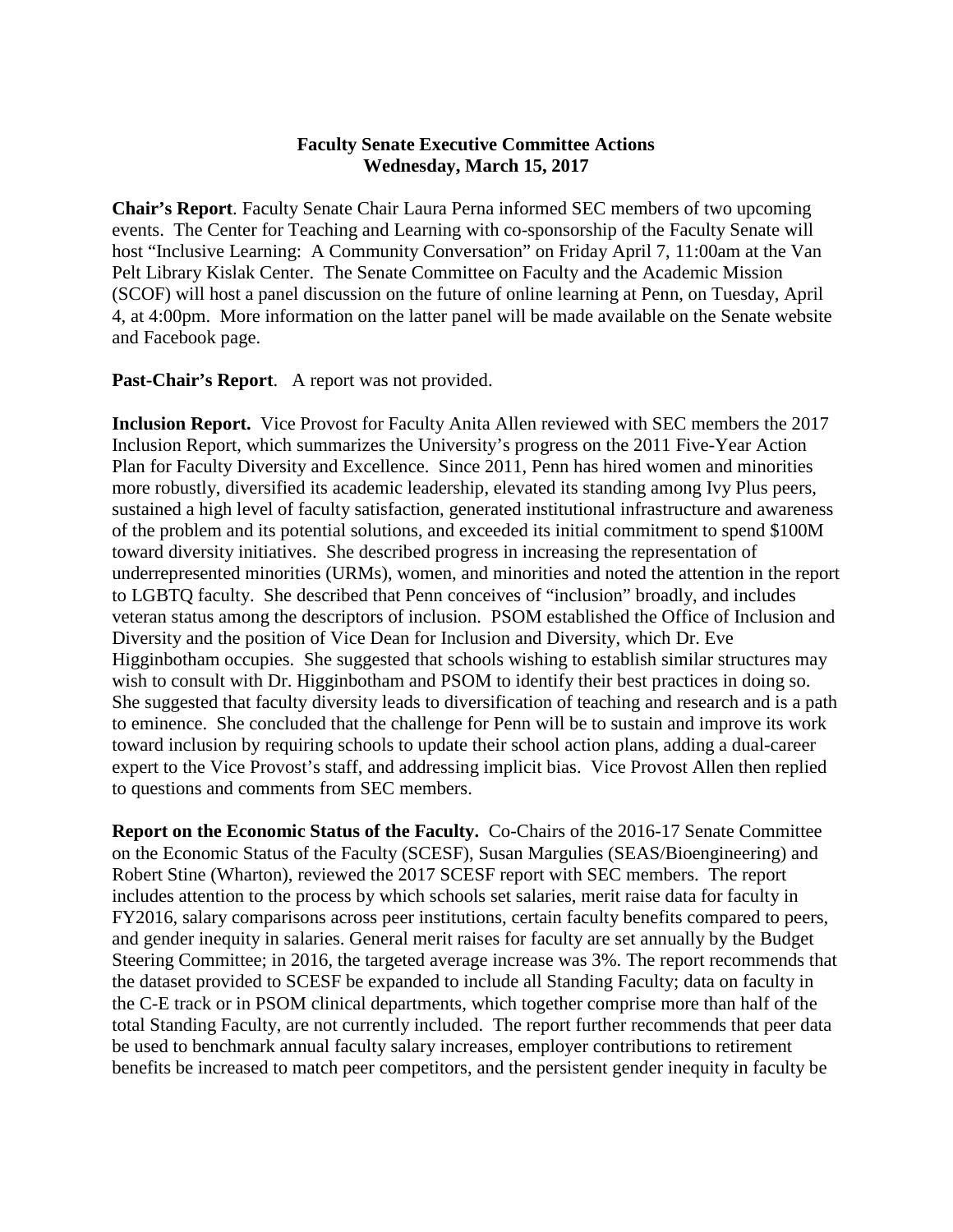**Faculty Senate Executive Committee Actions**
**Wednesday, March 15, 2017**

**Chair's Report**. Faculty Senate Chair Laura Perna informed SEC members of two upcoming events. The Center for Teaching and Learning with co-sponsorship of the Faculty Senate will host "Inclusive Learning: A Community Conversation" on Friday April 7, 11:00am at the Van Pelt Library Kislak Center. The Senate Committee on Faculty and the Academic Mission (SCOF) will host a panel discussion on the future of online learning at Penn, on Tuesday, April 4, at 4:00pm. More information on the latter panel will be made available on the Senate website and Facebook page.

**Past-Chair's Report**. A report was not provided.

**Inclusion Report.** Vice Provost for Faculty Anita Allen reviewed with SEC members the 2017 Inclusion Report, which summarizes the University's progress on the 2011 Five-Year Action Plan for Faculty Diversity and Excellence. Since 2011, Penn has hired women and minorities more robustly, diversified its academic leadership, elevated its standing among Ivy Plus peers, sustained a high level of faculty satisfaction, generated institutional infrastructure and awareness of the problem and its potential solutions, and exceeded its initial commitment to spend $100M toward diversity initiatives. She described progress in increasing the representation of underrepresented minorities (URMs), women, and minorities and noted the attention in the report to LGBTQ faculty. She described that Penn conceives of "inclusion" broadly, and includes veteran status among the descriptors of inclusion. PSOM established the Office of Inclusion and Diversity and the position of Vice Dean for Inclusion and Diversity, which Dr. Eve Higginbotham occupies. She suggested that schools wishing to establish similar structures may wish to consult with Dr. Higginbotham and PSOM to identify their best practices in doing so. She suggested that faculty diversity leads to diversification of teaching and research and is a path to eminence. She concluded that the challenge for Penn will be to sustain and improve its work toward inclusion by requiring schools to update their school action plans, adding a dual-career expert to the Vice Provost's staff, and addressing implicit bias. Vice Provost Allen then replied to questions and comments from SEC members.

**Report on the Economic Status of the Faculty.** Co-Chairs of the 2016-17 Senate Committee on the Economic Status of the Faculty (SCESF), Susan Margulies (SEAS/Bioengineering) and Robert Stine (Wharton), reviewed the 2017 SCESF report with SEC members. The report includes attention to the process by which schools set salaries, merit raise data for faculty in FY2016, salary comparisons across peer institutions, certain faculty benefits compared to peers, and gender inequity in salaries. General merit raises for faculty are set annually by the Budget Steering Committee; in 2016, the targeted average increase was 3%. The report recommends that the dataset provided to SCESF be expanded to include all Standing Faculty; data on faculty in the C-E track or in PSOM clinical departments, which together comprise more than half of the total Standing Faculty, are not currently included. The report further recommends that peer data be used to benchmark annual faculty salary increases, employer contributions to retirement benefits be increased to match peer competitors, and the persistent gender inequity in faculty be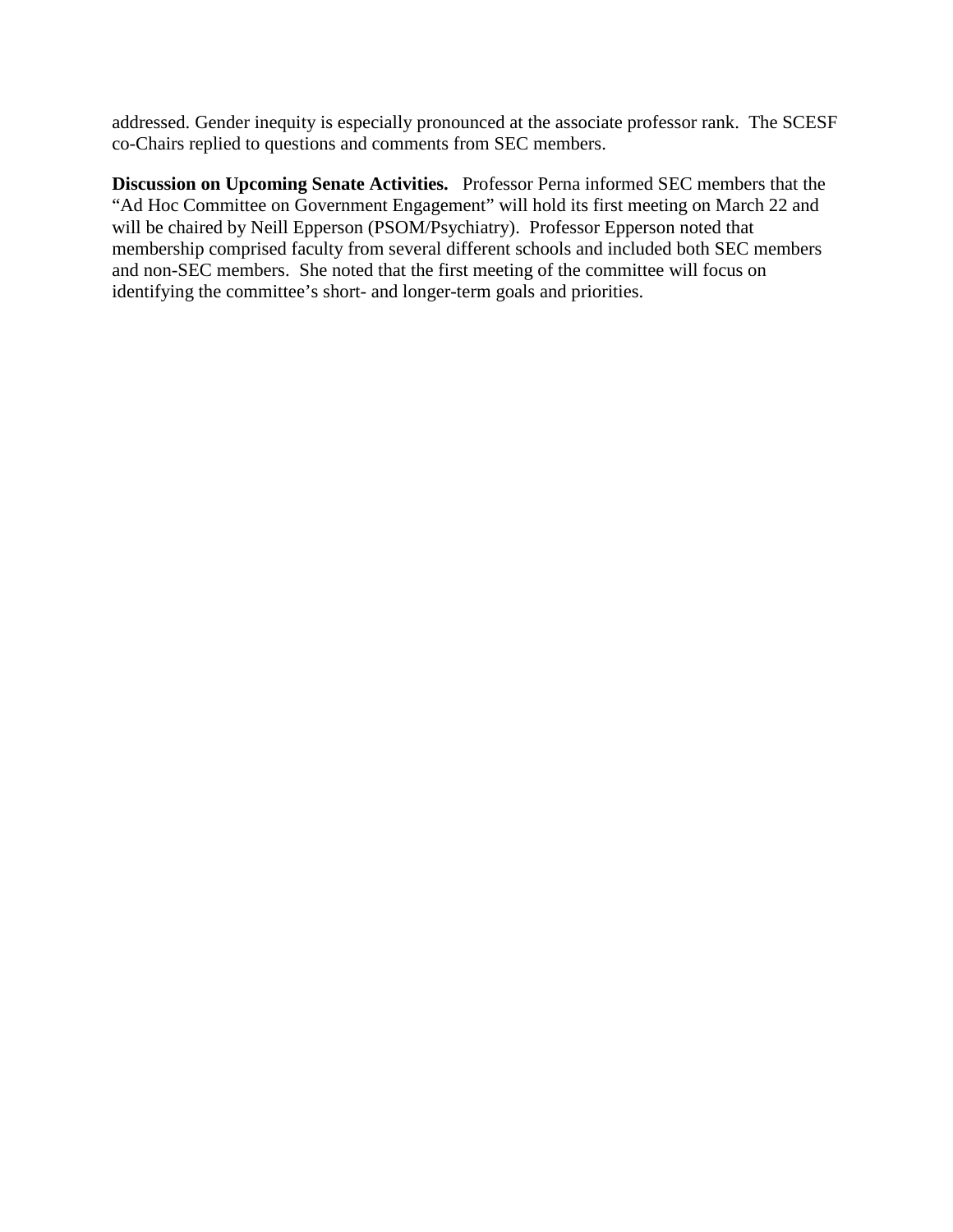addressed. Gender inequity is especially pronounced at the associate professor rank. The SCESF co-Chairs replied to questions and comments from SEC members.

**Discussion on Upcoming Senate Activities.** Professor Perna informed SEC members that the "Ad Hoc Committee on Government Engagement" will hold its first meeting on March 22 and will be chaired by Neill Epperson (PSOM/Psychiatry). Professor Epperson noted that membership comprised faculty from several different schools and included both SEC members and non-SEC members. She noted that the first meeting of the committee will focus on identifying the committee's short- and longer-term goals and priorities.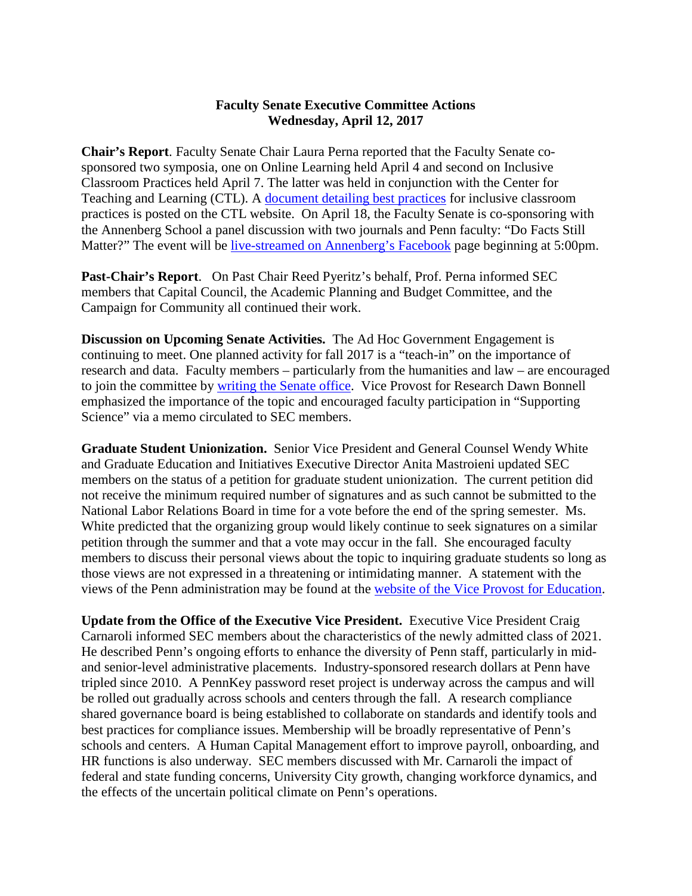**Faculty Senate Executive Committee Actions**
**Wednesday, April 12, 2017**

**Chair's Report**. Faculty Senate Chair Laura Perna reported that the Faculty Senate co-sponsored two symposia, one on Online Learning held April 4 and second on Inclusive Classroom Practices held April 7. The latter was held in conjunction with the Center for Teaching and Learning (CTL). A document detailing best practices for inclusive classroom practices is posted on the CTL website. On April 18, the Faculty Senate is co-sponsoring with the Annenberg School a panel discussion with two journals and Penn faculty: "Do Facts Still Matter?" The event will be live-streamed on Annenberg's Facebook page beginning at 5:00pm.

**Past-Chair's Report**. On Past Chair Reed Pyeritz's behalf, Prof. Perna informed SEC members that Capital Council, the Academic Planning and Budget Committee, and the Campaign for Community all continued their work.

**Discussion on Upcoming Senate Activities.** The Ad Hoc Government Engagement is continuing to meet. One planned activity for fall 2017 is a "teach-in" on the importance of research and data. Faculty members – particularly from the humanities and law – are encouraged to join the committee by writing the Senate office. Vice Provost for Research Dawn Bonnell emphasized the importance of the topic and encouraged faculty participation in "Supporting Science" via a memo circulated to SEC members.

**Graduate Student Unionization.** Senior Vice President and General Counsel Wendy White and Graduate Education and Initiatives Executive Director Anita Mastroieni updated SEC members on the status of a petition for graduate student unionization. The current petition did not receive the minimum required number of signatures and as such cannot be submitted to the National Labor Relations Board in time for a vote before the end of the spring semester. Ms. White predicted that the organizing group would likely continue to seek signatures on a similar petition through the summer and that a vote may occur in the fall. She encouraged faculty members to discuss their personal views about the topic to inquiring graduate students so long as those views are not expressed in a threatening or intimidating manner. A statement with the views of the Penn administration may be found at the website of the Vice Provost for Education.

**Update from the Office of the Executive Vice President.** Executive Vice President Craig Carnaroli informed SEC members about the characteristics of the newly admitted class of 2021. He described Penn's ongoing efforts to enhance the diversity of Penn staff, particularly in mid- and senior-level administrative placements. Industry-sponsored research dollars at Penn have tripled since 2010. A PennKey password reset project is underway across the campus and will be rolled out gradually across schools and centers through the fall. A research compliance shared governance board is being established to collaborate on standards and identify tools and best practices for compliance issues. Membership will be broadly representative of Penn's schools and centers. A Human Capital Management effort to improve payroll, onboarding, and HR functions is also underway. SEC members discussed with Mr. Carnaroli the impact of federal and state funding concerns, University City growth, changing workforce dynamics, and the effects of the uncertain political climate on Penn's operations.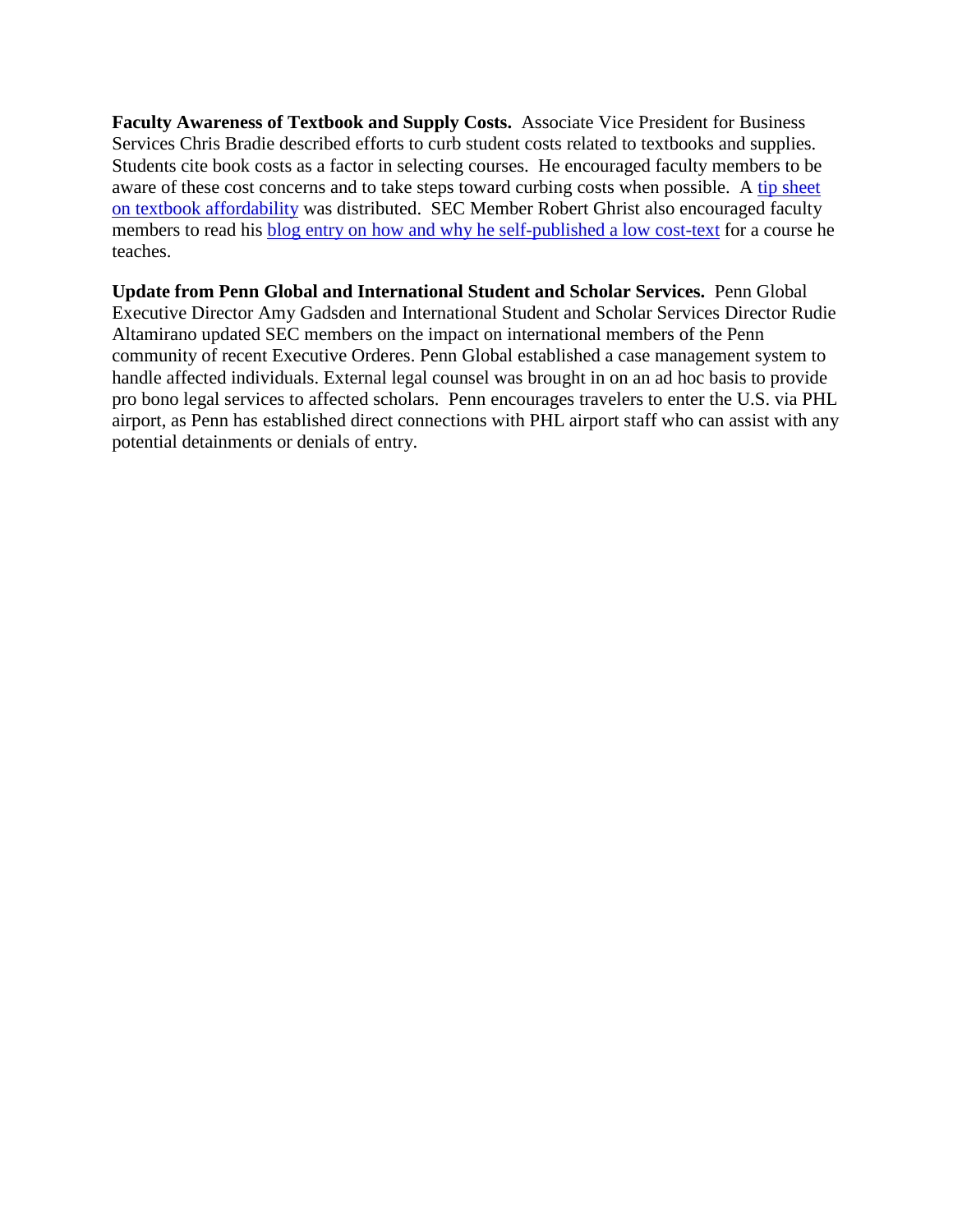**Faculty Awareness of Textbook and Supply Costs.** Associate Vice President for Business Services Chris Bradie described efforts to curb student costs related to textbooks and supplies. Students cite book costs as a factor in selecting courses. He encouraged faculty members to be aware of these cost concerns and to take steps toward curbing costs when possible. A tip sheet on textbook affordability was distributed. SEC Member Robert Ghrist also encouraged faculty members to read his blog entry on how and why he self-published a low cost-text for a course he teaches.

**Update from Penn Global and International Student and Scholar Services.** Penn Global Executive Director Amy Gadsden and International Student and Scholar Services Director Rudie Altamirano updated SEC members on the impact on international members of the Penn community of recent Executive Orderes. Penn Global established a case management system to handle affected individuals. External legal counsel was brought in on an ad hoc basis to provide pro bono legal services to affected scholars. Penn encourages travelers to enter the U.S. via PHL airport, as Penn has established direct connections with PHL airport staff who can assist with any potential detainments or denials of entry.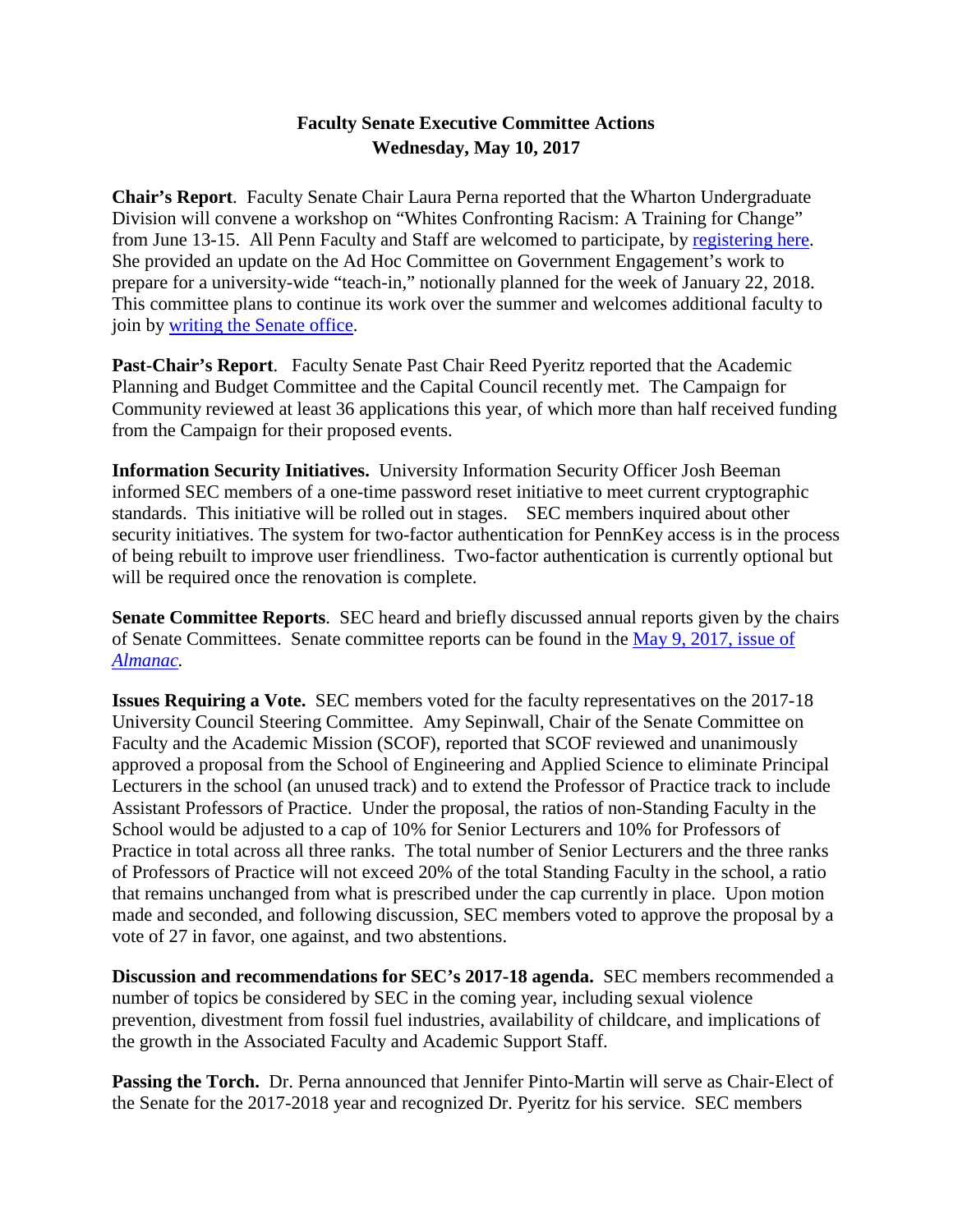## Faculty Senate Executive Committee Actions
## Wednesday, May 10, 2017

**Chair's Report**. Faculty Senate Chair Laura Perna reported that the Wharton Undergraduate Division will convene a workshop on "Whites Confronting Racism: A Training for Change" from June 13-15. All Penn Faculty and Staff are welcomed to participate, by registering here. She provided an update on the Ad Hoc Committee on Government Engagement's work to prepare for a university-wide "teach-in," notionally planned for the week of January 22, 2018. This committee plans to continue its work over the summer and welcomes additional faculty to join by writing the Senate office.

**Past-Chair's Report**. Faculty Senate Past Chair Reed Pyeritz reported that the Academic Planning and Budget Committee and the Capital Council recently met. The Campaign for Community reviewed at least 36 applications this year, of which more than half received funding from the Campaign for their proposed events.

**Information Security Initiatives.** University Information Security Officer Josh Beeman informed SEC members of a one-time password reset initiative to meet current cryptographic standards. This initiative will be rolled out in stages. SEC members inquired about other security initiatives. The system for two-factor authentication for PennKey access is in the process of being rebuilt to improve user friendliness. Two-factor authentication is currently optional but will be required once the renovation is complete.

**Senate Committee Reports**. SEC heard and briefly discussed annual reports given by the chairs of Senate Committees. Senate committee reports can be found in the May 9, 2017, issue of *Almanac*.

**Issues Requiring a Vote.** SEC members voted for the faculty representatives on the 2017-18 University Council Steering Committee. Amy Sepinwall, Chair of the Senate Committee on Faculty and the Academic Mission (SCOF), reported that SCOF reviewed and unanimously approved a proposal from the School of Engineering and Applied Science to eliminate Principal Lecturers in the school (an unused track) and to extend the Professor of Practice track to include Assistant Professors of Practice. Under the proposal, the ratios of non-Standing Faculty in the School would be adjusted to a cap of 10% for Senior Lecturers and 10% for Professors of Practice in total across all three ranks. The total number of Senior Lecturers and the three ranks of Professors of Practice will not exceed 20% of the total Standing Faculty in the school, a ratio that remains unchanged from what is prescribed under the cap currently in place. Upon motion made and seconded, and following discussion, SEC members voted to approve the proposal by a vote of 27 in favor, one against, and two abstentions.

**Discussion and recommendations for SEC's 2017-18 agenda.** SEC members recommended a number of topics be considered by SEC in the coming year, including sexual violence prevention, divestment from fossil fuel industries, availability of childcare, and implications of the growth in the Associated Faculty and Academic Support Staff.

**Passing the Torch.** Dr. Perna announced that Jennifer Pinto-Martin will serve as Chair-Elect of the Senate for the 2017-2018 year and recognized Dr. Pyeritz for his service. SEC members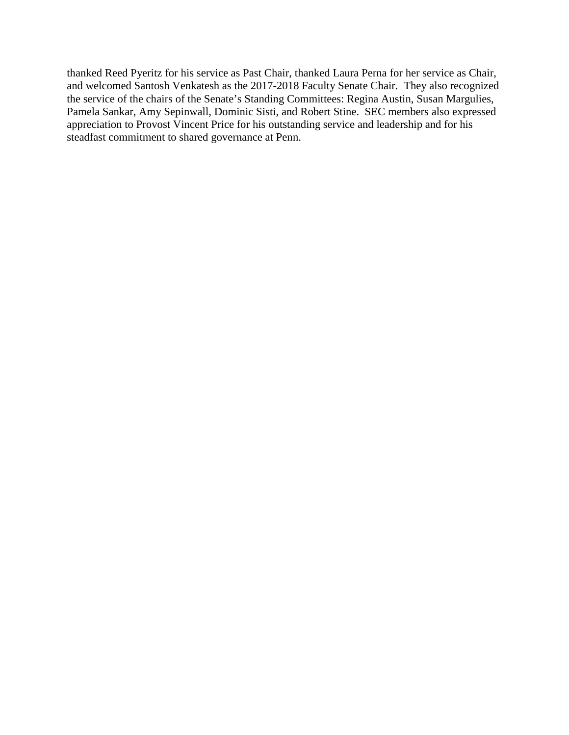thanked Reed Pyeritz for his service as Past Chair, thanked Laura Perna for her service as Chair, and welcomed Santosh Venkatesh as the 2017-2018 Faculty Senate Chair. They also recognized the service of the chairs of the Senate's Standing Committees: Regina Austin, Susan Margulies, Pamela Sankar, Amy Sepinwall, Dominic Sisti, and Robert Stine. SEC members also expressed appreciation to Provost Vincent Price for his outstanding service and leadership and for his steadfast commitment to shared governance at Penn.